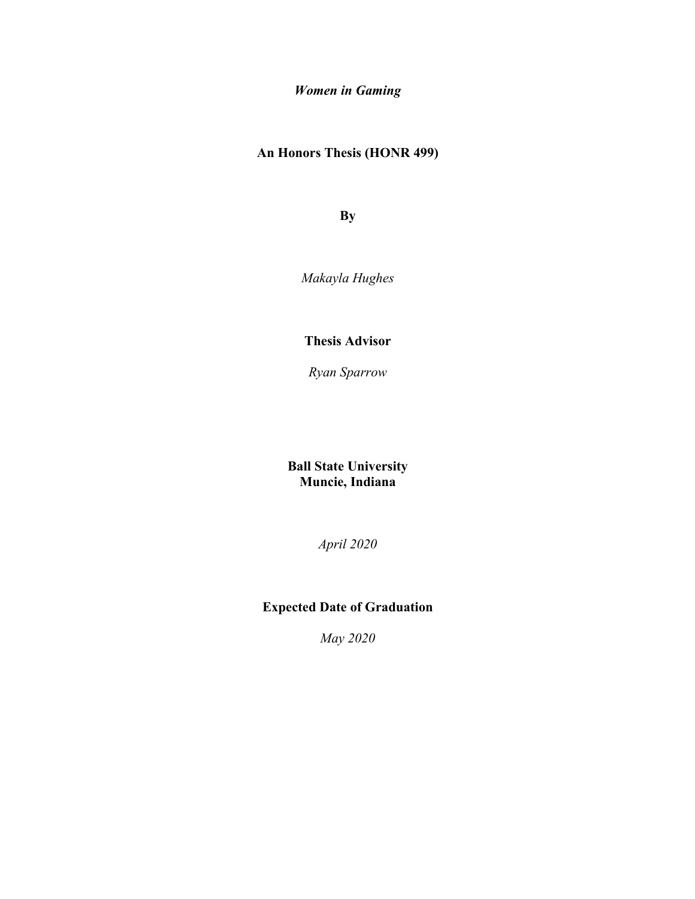# *Women in Gaming*

**An Honors Thesis (HONR 499)**

**By**

*Makayla Hughes*

**Thesis Advisor**

*Ryan Sparrow*

**Ball State University**
**Muncie, Indiana**

*April 2020*

**Expected Date of Graduation**

*May 2020*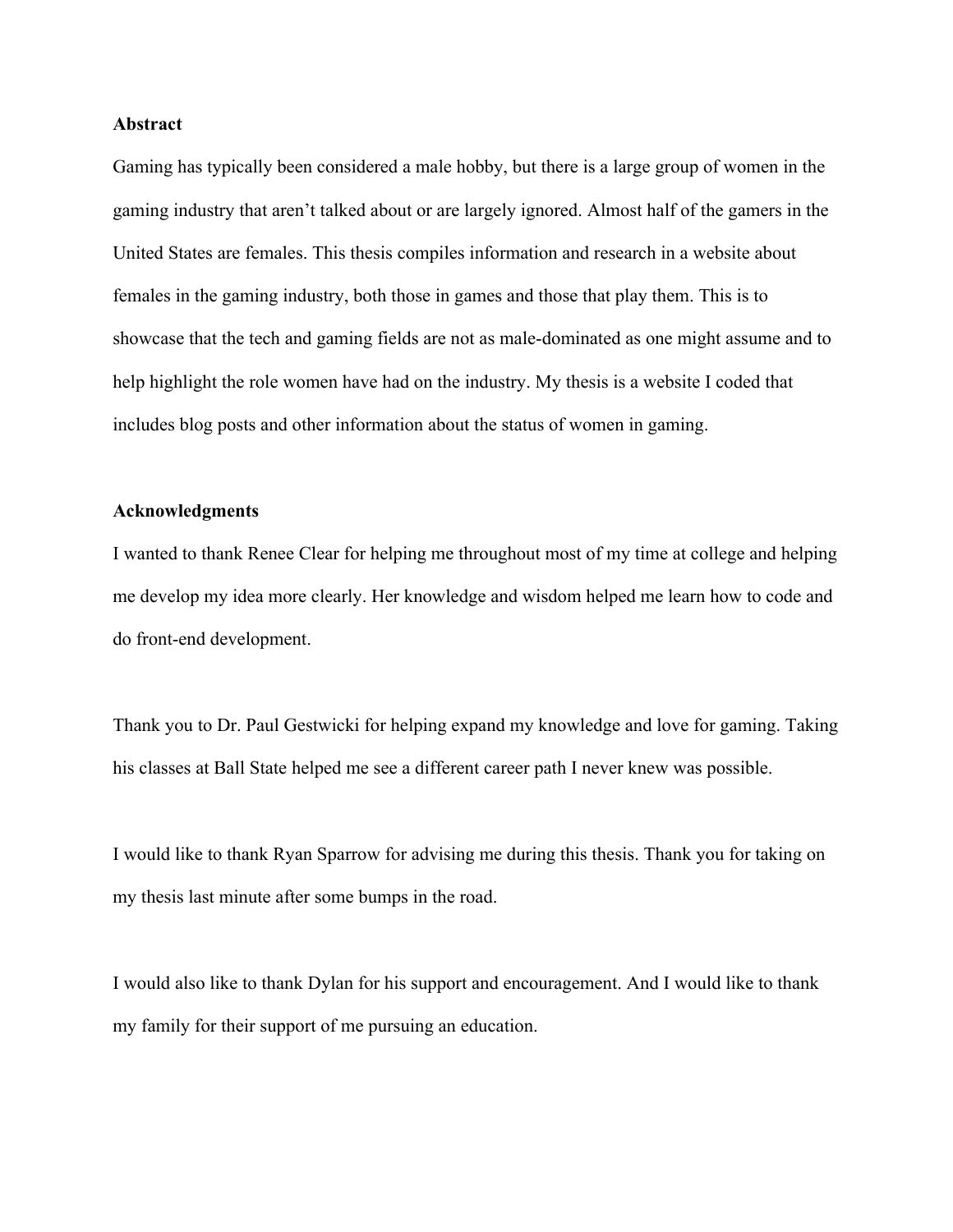**Abstract**

Gaming has typically been considered a male hobby, but there is a large group of women in the gaming industry that aren't talked about or are largely ignored. Almost half of the gamers in the United States are females. This thesis compiles information and research in a website about females in the gaming industry, both those in games and those that play them. This is to showcase that the tech and gaming fields are not as male-dominated as one might assume and to help highlight the role women have had on the industry. My thesis is a website I coded that includes blog posts and other information about the status of women in gaming.

**Acknowledgments**

I wanted to thank Renee Clear for helping me throughout most of my time at college and helping me develop my idea more clearly. Her knowledge and wisdom helped me learn how to code and do front-end development.

Thank you to Dr. Paul Gestwicki for helping expand my knowledge and love for gaming. Taking his classes at Ball State helped me see a different career path I never knew was possible.

I would like to thank Ryan Sparrow for advising me during this thesis. Thank you for taking on my thesis last minute after some bumps in the road.

I would also like to thank Dylan for his support and encouragement. And I would like to thank my family for their support of me pursuing an education.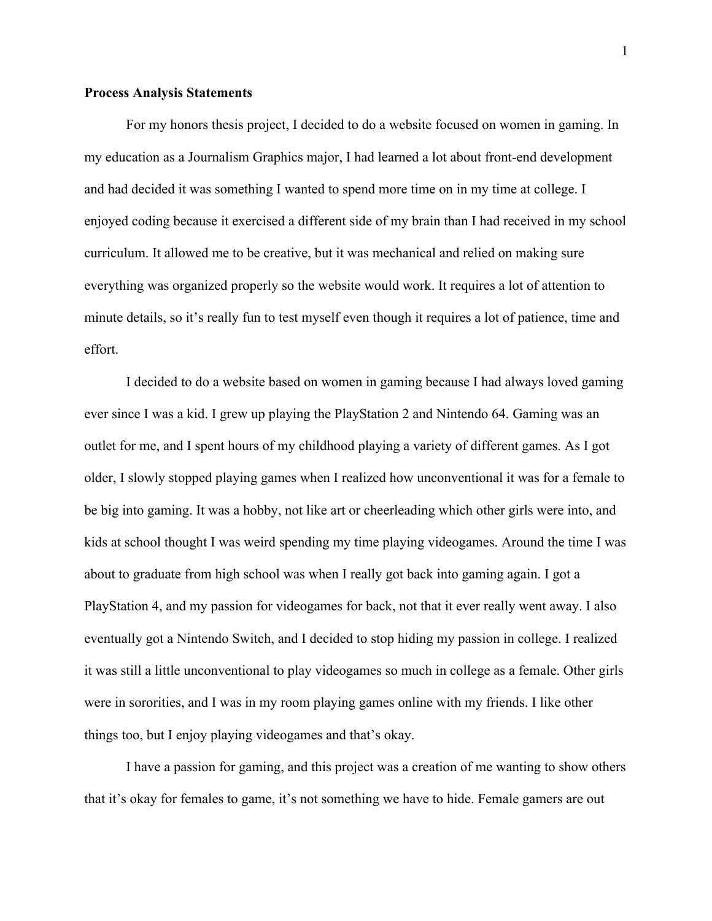**Process Analysis Statements**

For my honors thesis project, I decided to do a website focused on women in gaming. In my education as a Journalism Graphics major, I had learned a lot about front-end development and had decided it was something I wanted to spend more time on in my time at college. I enjoyed coding because it exercised a different side of my brain than I had received in my school curriculum. It allowed me to be creative, but it was mechanical and relied on making sure everything was organized properly so the website would work. It requires a lot of attention to minute details, so it's really fun to test myself even though it requires a lot of patience, time and effort.

I decided to do a website based on women in gaming because I had always loved gaming ever since I was a kid. I grew up playing the PlayStation 2 and Nintendo 64. Gaming was an outlet for me, and I spent hours of my childhood playing a variety of different games. As I got older, I slowly stopped playing games when I realized how unconventional it was for a female to be big into gaming. It was a hobby, not like art or cheerleading which other girls were into, and kids at school thought I was weird spending my time playing videogames. Around the time I was about to graduate from high school was when I really got back into gaming again. I got a PlayStation 4, and my passion for videogames for back, not that it ever really went away. I also eventually got a Nintendo Switch, and I decided to stop hiding my passion in college. I realized it was still a little unconventional to play videogames so much in college as a female. Other girls were in sororities, and I was in my room playing games online with my friends. I like other things too, but I enjoy playing videogames and that's okay.

I have a passion for gaming, and this project was a creation of me wanting to show others that it's okay for females to game, it's not something we have to hide. Female gamers are out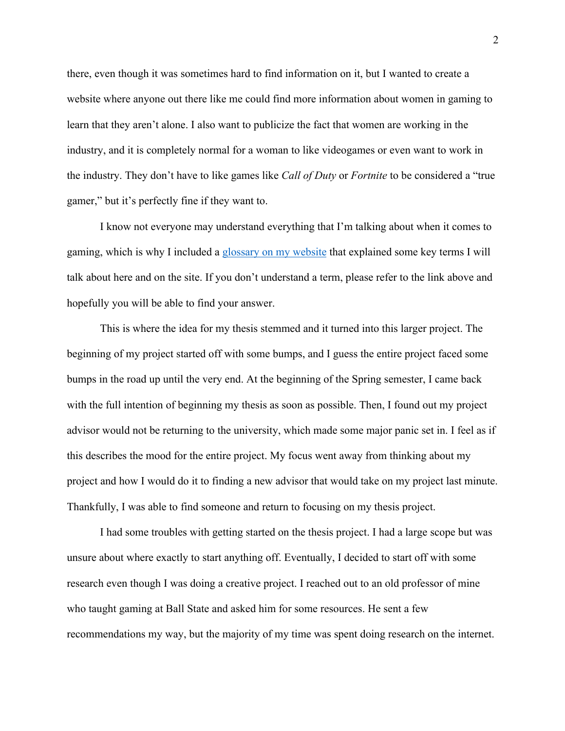there, even though it was sometimes hard to find information on it, but I wanted to create a website where anyone out there like me could find more information about women in gaming to learn that they aren't alone. I also want to publicize the fact that women are working in the industry, and it is completely normal for a woman to like videogames or even want to work in the industry. They don't have to like games like *Call of Duty* or *Fortnite* to be considered a "true gamer," but it's perfectly fine if they want to.

I know not everyone may understand everything that I'm talking about when it comes to gaming, which is why I included a glossary on my website that explained some key terms I will talk about here and on the site. If you don't understand a term, please refer to the link above and hopefully you will be able to find your answer.

This is where the idea for my thesis stemmed and it turned into this larger project. The beginning of my project started off with some bumps, and I guess the entire project faced some bumps in the road up until the very end. At the beginning of the Spring semester, I came back with the full intention of beginning my thesis as soon as possible. Then, I found out my project advisor would not be returning to the university, which made some major panic set in. I feel as if this describes the mood for the entire project. My focus went away from thinking about my project and how I would do it to finding a new advisor that would take on my project last minute. Thankfully, I was able to find someone and return to focusing on my thesis project.

I had some troubles with getting started on the thesis project. I had a large scope but was unsure about where exactly to start anything off. Eventually, I decided to start off with some research even though I was doing a creative project. I reached out to an old professor of mine who taught gaming at Ball State and asked him for some resources. He sent a few recommendations my way, but the majority of my time was spent doing research on the internet.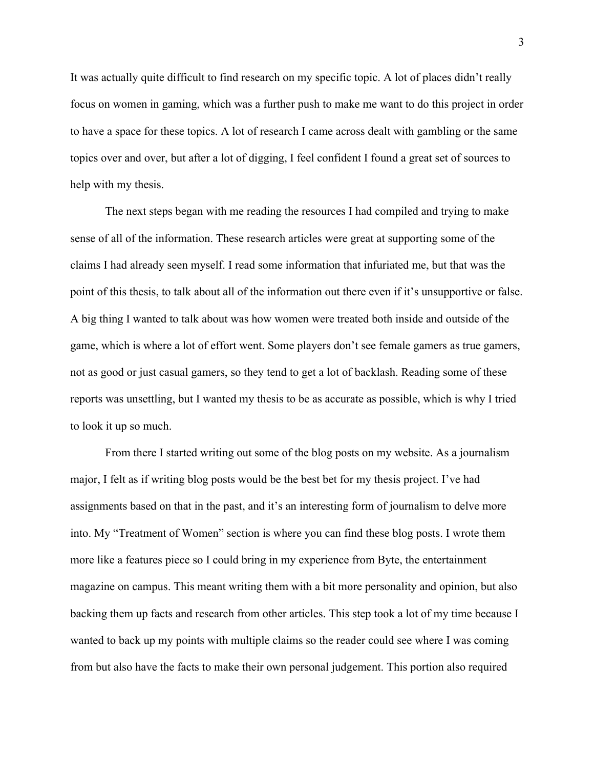It was actually quite difficult to find research on my specific topic. A lot of places didn't really focus on women in gaming, which was a further push to make me want to do this project in order to have a space for these topics. A lot of research I came across dealt with gambling or the same topics over and over, but after a lot of digging, I feel confident I found a great set of sources to help with my thesis.

The next steps began with me reading the resources I had compiled and trying to make sense of all of the information. These research articles were great at supporting some of the claims I had already seen myself. I read some information that infuriated me, but that was the point of this thesis, to talk about all of the information out there even if it's unsupportive or false. A big thing I wanted to talk about was how women were treated both inside and outside of the game, which is where a lot of effort went. Some players don't see female gamers as true gamers, not as good or just casual gamers, so they tend to get a lot of backlash. Reading some of these reports was unsettling, but I wanted my thesis to be as accurate as possible, which is why I tried to look it up so much.

From there I started writing out some of the blog posts on my website. As a journalism major, I felt as if writing blog posts would be the best bet for my thesis project. I've had assignments based on that in the past, and it's an interesting form of journalism to delve more into. My "Treatment of Women" section is where you can find these blog posts. I wrote them more like a features piece so I could bring in my experience from Byte, the entertainment magazine on campus. This meant writing them with a bit more personality and opinion, but also backing them up facts and research from other articles. This step took a lot of my time because I wanted to back up my points with multiple claims so the reader could see where I was coming from but also have the facts to make their own personal judgement. This portion also required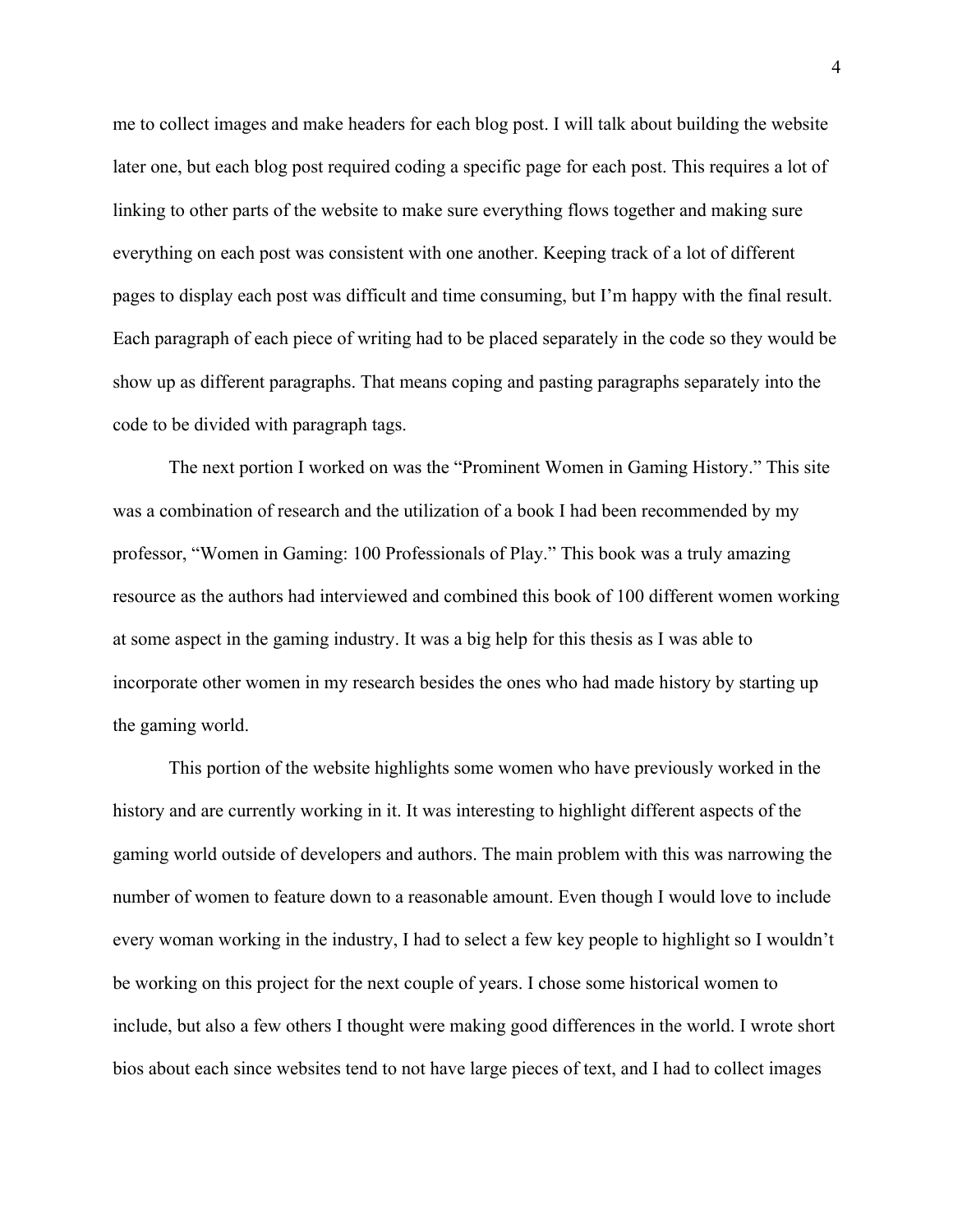me to collect images and make headers for each blog post. I will talk about building the website later one, but each blog post required coding a specific page for each post. This requires a lot of linking to other parts of the website to make sure everything flows together and making sure everything on each post was consistent with one another. Keeping track of a lot of different pages to display each post was difficult and time consuming, but I'm happy with the final result. Each paragraph of each piece of writing had to be placed separately in the code so they would be show up as different paragraphs. That means coping and pasting paragraphs separately into the code to be divided with paragraph tags.

The next portion I worked on was the "Prominent Women in Gaming History." This site was a combination of research and the utilization of a book I had been recommended by my professor, "Women in Gaming: 100 Professionals of Play." This book was a truly amazing resource as the authors had interviewed and combined this book of 100 different women working at some aspect in the gaming industry. It was a big help for this thesis as I was able to incorporate other women in my research besides the ones who had made history by starting up the gaming world.

This portion of the website highlights some women who have previously worked in the history and are currently working in it. It was interesting to highlight different aspects of the gaming world outside of developers and authors. The main problem with this was narrowing the number of women to feature down to a reasonable amount. Even though I would love to include every woman working in the industry, I had to select a few key people to highlight so I wouldn't be working on this project for the next couple of years. I chose some historical women to include, but also a few others I thought were making good differences in the world. I wrote short bios about each since websites tend to not have large pieces of text, and I had to collect images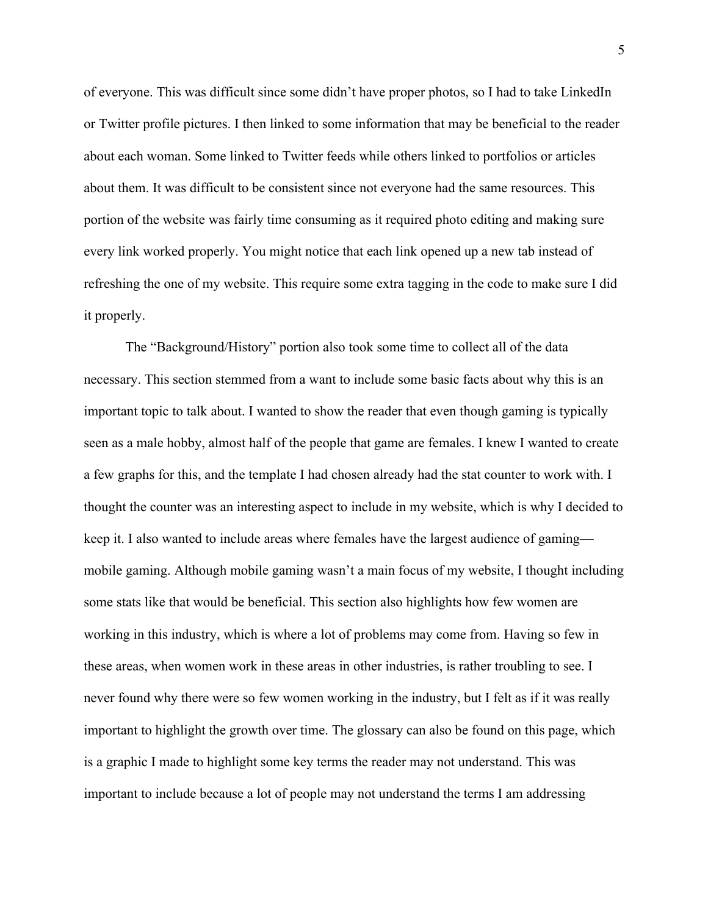of everyone. This was difficult since some didn't have proper photos, so I had to take LinkedIn or Twitter profile pictures. I then linked to some information that may be beneficial to the reader about each woman. Some linked to Twitter feeds while others linked to portfolios or articles about them. It was difficult to be consistent since not everyone had the same resources. This portion of the website was fairly time consuming as it required photo editing and making sure every link worked properly. You might notice that each link opened up a new tab instead of refreshing the one of my website. This require some extra tagging in the code to make sure I did it properly.

The "Background/History" portion also took some time to collect all of the data necessary. This section stemmed from a want to include some basic facts about why this is an important topic to talk about. I wanted to show the reader that even though gaming is typically seen as a male hobby, almost half of the people that game are females. I knew I wanted to create a few graphs for this, and the template I had chosen already had the stat counter to work with. I thought the counter was an interesting aspect to include in my website, which is why I decided to keep it. I also wanted to include areas where females have the largest audience of gaming—mobile gaming. Although mobile gaming wasn't a main focus of my website, I thought including some stats like that would be beneficial. This section also highlights how few women are working in this industry, which is where a lot of problems may come from. Having so few in these areas, when women work in these areas in other industries, is rather troubling to see. I never found why there were so few women working in the industry, but I felt as if it was really important to highlight the growth over time. The glossary can also be found on this page, which is a graphic I made to highlight some key terms the reader may not understand. This was important to include because a lot of people may not understand the terms I am addressing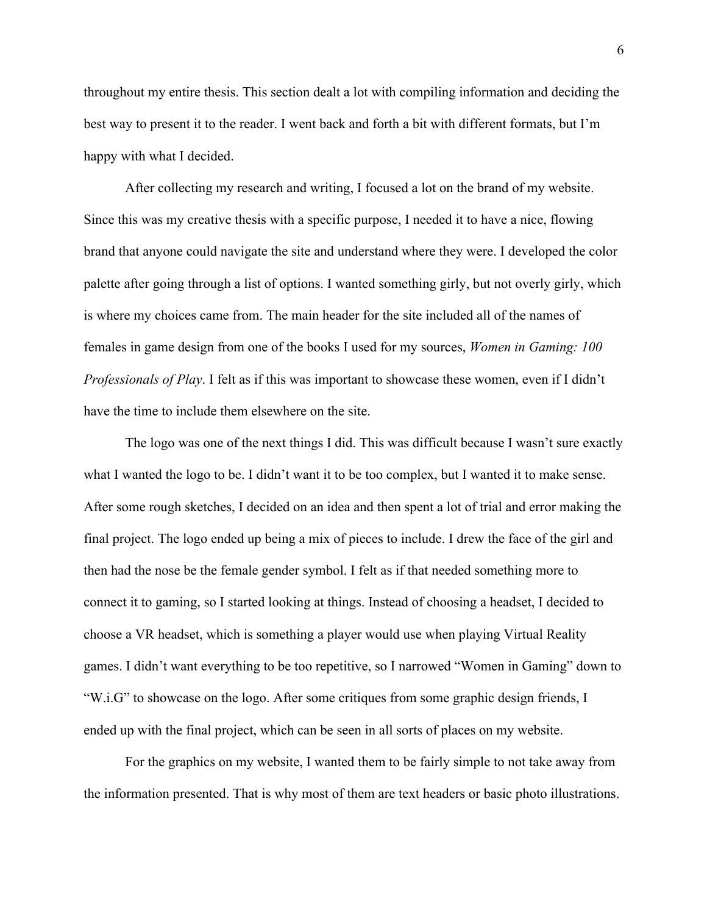throughout my entire thesis. This section dealt a lot with compiling information and deciding the best way to present it to the reader. I went back and forth a bit with different formats, but I'm happy with what I decided.

After collecting my research and writing, I focused a lot on the brand of my website. Since this was my creative thesis with a specific purpose, I needed it to have a nice, flowing brand that anyone could navigate the site and understand where they were. I developed the color palette after going through a list of options. I wanted something girly, but not overly girly, which is where my choices came from. The main header for the site included all of the names of females in game design from one of the books I used for my sources, *Women in Gaming: 100 Professionals of Play*. I felt as if this was important to showcase these women, even if I didn't have the time to include them elsewhere on the site.

The logo was one of the next things I did. This was difficult because I wasn't sure exactly what I wanted the logo to be. I didn't want it to be too complex, but I wanted it to make sense. After some rough sketches, I decided on an idea and then spent a lot of trial and error making the final project. The logo ended up being a mix of pieces to include. I drew the face of the girl and then had the nose be the female gender symbol. I felt as if that needed something more to connect it to gaming, so I started looking at things. Instead of choosing a headset, I decided to choose a VR headset, which is something a player would use when playing Virtual Reality games. I didn't want everything to be too repetitive, so I narrowed "Women in Gaming" down to "W.i.G" to showcase on the logo. After some critiques from some graphic design friends, I ended up with the final project, which can be seen in all sorts of places on my website.

For the graphics on my website, I wanted them to be fairly simple to not take away from the information presented. That is why most of them are text headers or basic photo illustrations.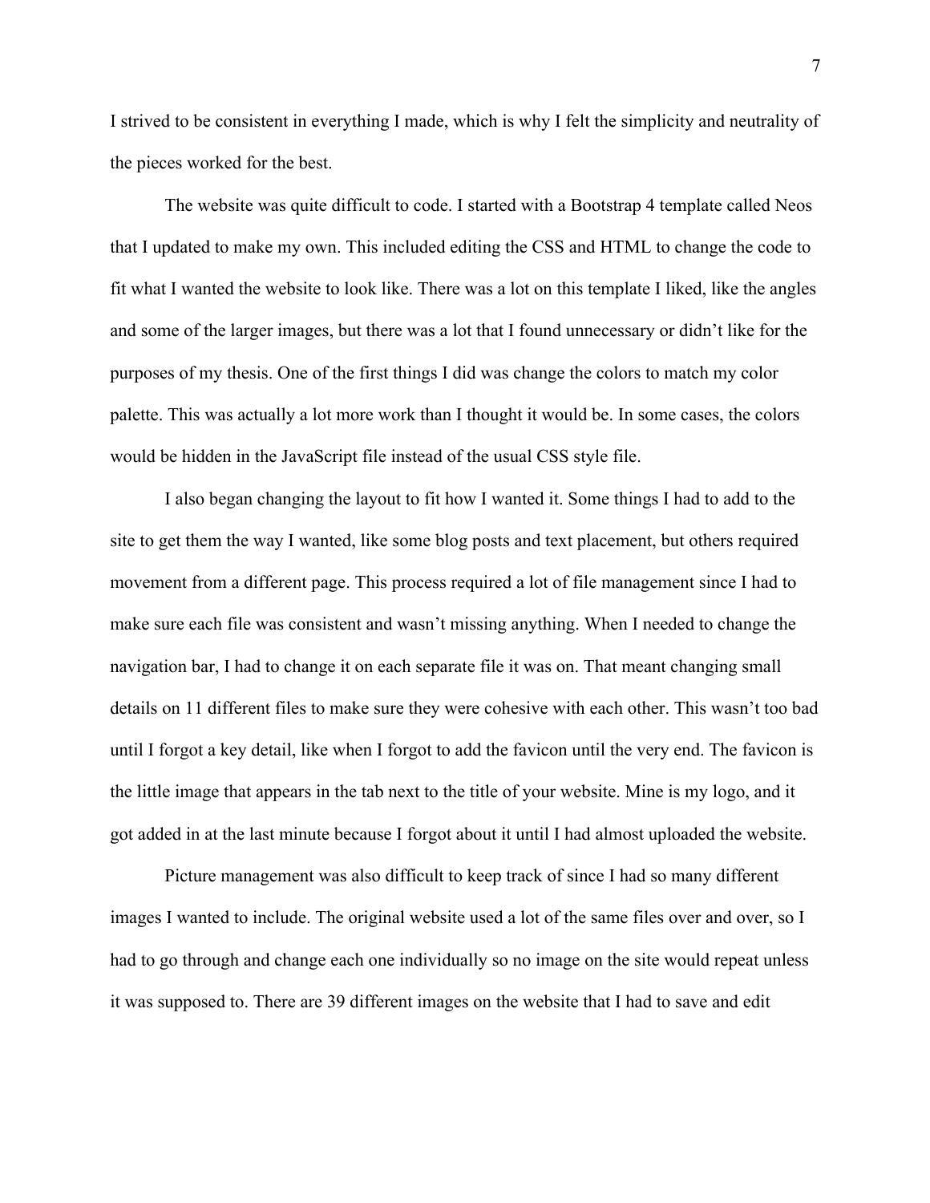I strived to be consistent in everything I made, which is why I felt the simplicity and neutrality of the pieces worked for the best.

The website was quite difficult to code. I started with a Bootstrap 4 template called Neos that I updated to make my own. This included editing the CSS and HTML to change the code to fit what I wanted the website to look like. There was a lot on this template I liked, like the angles and some of the larger images, but there was a lot that I found unnecessary or didn't like for the purposes of my thesis. One of the first things I did was change the colors to match my color palette. This was actually a lot more work than I thought it would be. In some cases, the colors would be hidden in the JavaScript file instead of the usual CSS style file.

I also began changing the layout to fit how I wanted it. Some things I had to add to the site to get them the way I wanted, like some blog posts and text placement, but others required movement from a different page. This process required a lot of file management since I had to make sure each file was consistent and wasn't missing anything. When I needed to change the navigation bar, I had to change it on each separate file it was on. That meant changing small details on 11 different files to make sure they were cohesive with each other. This wasn't too bad until I forgot a key detail, like when I forgot to add the favicon until the very end. The favicon is the little image that appears in the tab next to the title of your website. Mine is my logo, and it got added in at the last minute because I forgot about it until I had almost uploaded the website.

Picture management was also difficult to keep track of since I had so many different images I wanted to include. The original website used a lot of the same files over and over, so I had to go through and change each one individually so no image on the site would repeat unless it was supposed to. There are 39 different images on the website that I had to save and edit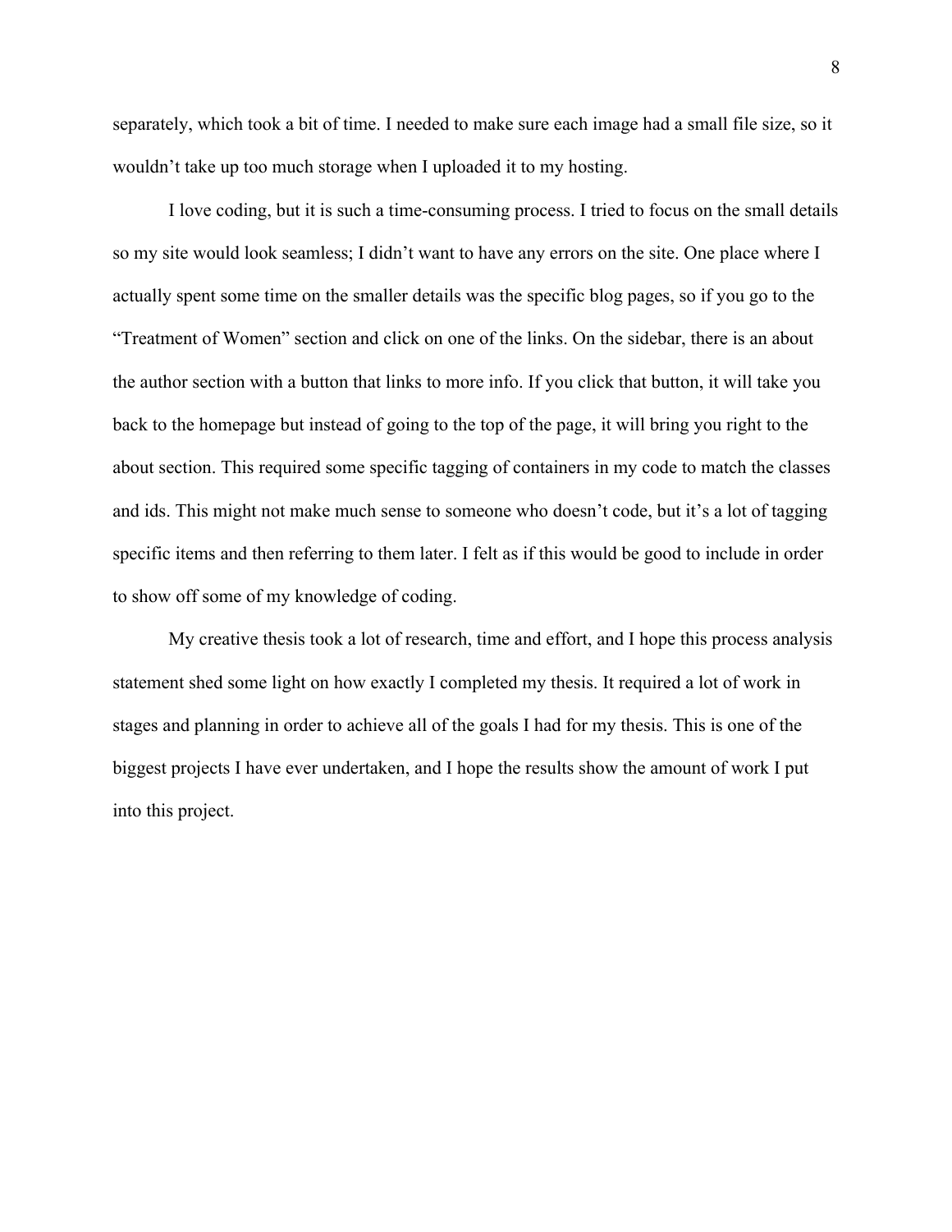separately, which took a bit of time. I needed to make sure each image had a small file size, so it wouldn't take up too much storage when I uploaded it to my hosting.

I love coding, but it is such a time-consuming process. I tried to focus on the small details so my site would look seamless; I didn't want to have any errors on the site. One place where I actually spent some time on the smaller details was the specific blog pages, so if you go to the "Treatment of Women" section and click on one of the links. On the sidebar, there is an about the author section with a button that links to more info. If you click that button, it will take you back to the homepage but instead of going to the top of the page, it will bring you right to the about section. This required some specific tagging of containers in my code to match the classes and ids. This might not make much sense to someone who doesn't code, but it's a lot of tagging specific items and then referring to them later. I felt as if this would be good to include in order to show off some of my knowledge of coding.

My creative thesis took a lot of research, time and effort, and I hope this process analysis statement shed some light on how exactly I completed my thesis. It required a lot of work in stages and planning in order to achieve all of the goals I had for my thesis. This is one of the biggest projects I have ever undertaken, and I hope the results show the amount of work I put into this project.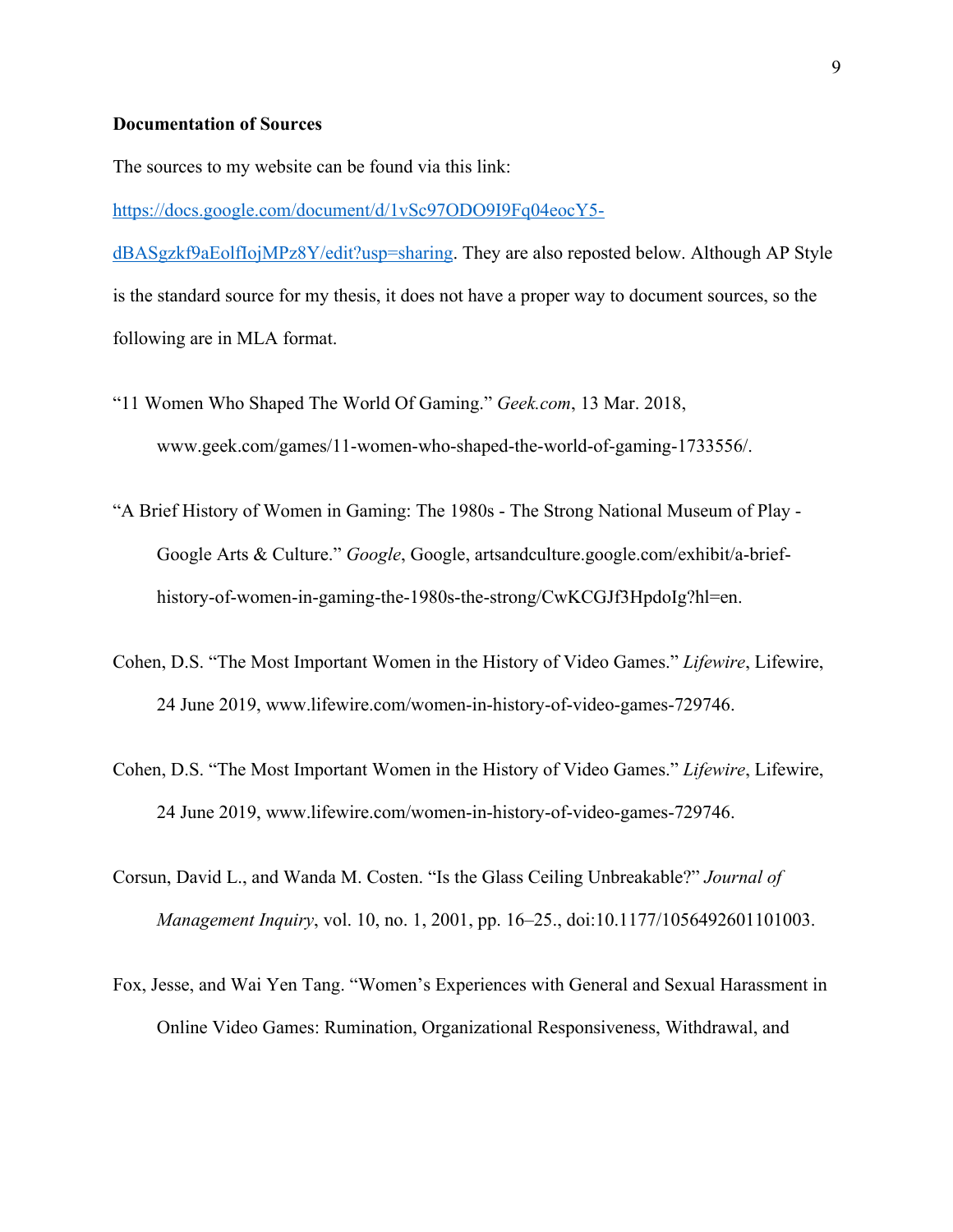**Documentation of Sources**

The sources to my website can be found via this link: [https://docs.google.com/document/d/1vSc97ODO9I9Fq04eocY5-dBASgzkf9aEolfIojMPz8Y/edit?usp=sharing](https://docs.google.com/document/d/1vSc97ODO9I9Fq04eocY5-dBASgzkf9aEolfIojMPz8Y/edit?usp=sharing). They are also reposted below. Although AP Style is the standard source for my thesis, it does not have a proper way to document sources, so the following are in MLA format.

"11 Women Who Shaped The World Of Gaming." *Geek.com*, 13 Mar. 2018, www.geek.com/games/11-women-who-shaped-the-world-of-gaming-1733556/.

"A Brief History of Women in Gaming: The 1980s - The Strong National Museum of Play - Google Arts & Culture." *Google*, Google, artsandculture.google.com/exhibit/a-brief-history-of-women-in-gaming-the-1980s-the-strong/CwKCGJf3HpdoIg?hl=en.

Cohen, D.S. "The Most Important Women in the History of Video Games." *Lifewire*, Lifewire, 24 June 2019, www.lifewire.com/women-in-history-of-video-games-729746.

Cohen, D.S. "The Most Important Women in the History of Video Games." *Lifewire*, Lifewire, 24 June 2019, www.lifewire.com/women-in-history-of-video-games-729746.

Corsun, David L., and Wanda M. Costen. "Is the Glass Ceiling Unbreakable?" *Journal of Management Inquiry*, vol. 10, no. 1, 2001, pp. 16–25., doi:10.1177/1056492601101003.

Fox, Jesse, and Wai Yen Tang. "Women's Experiences with General and Sexual Harassment in Online Video Games: Rumination, Organizational Responsiveness, Withdrawal, and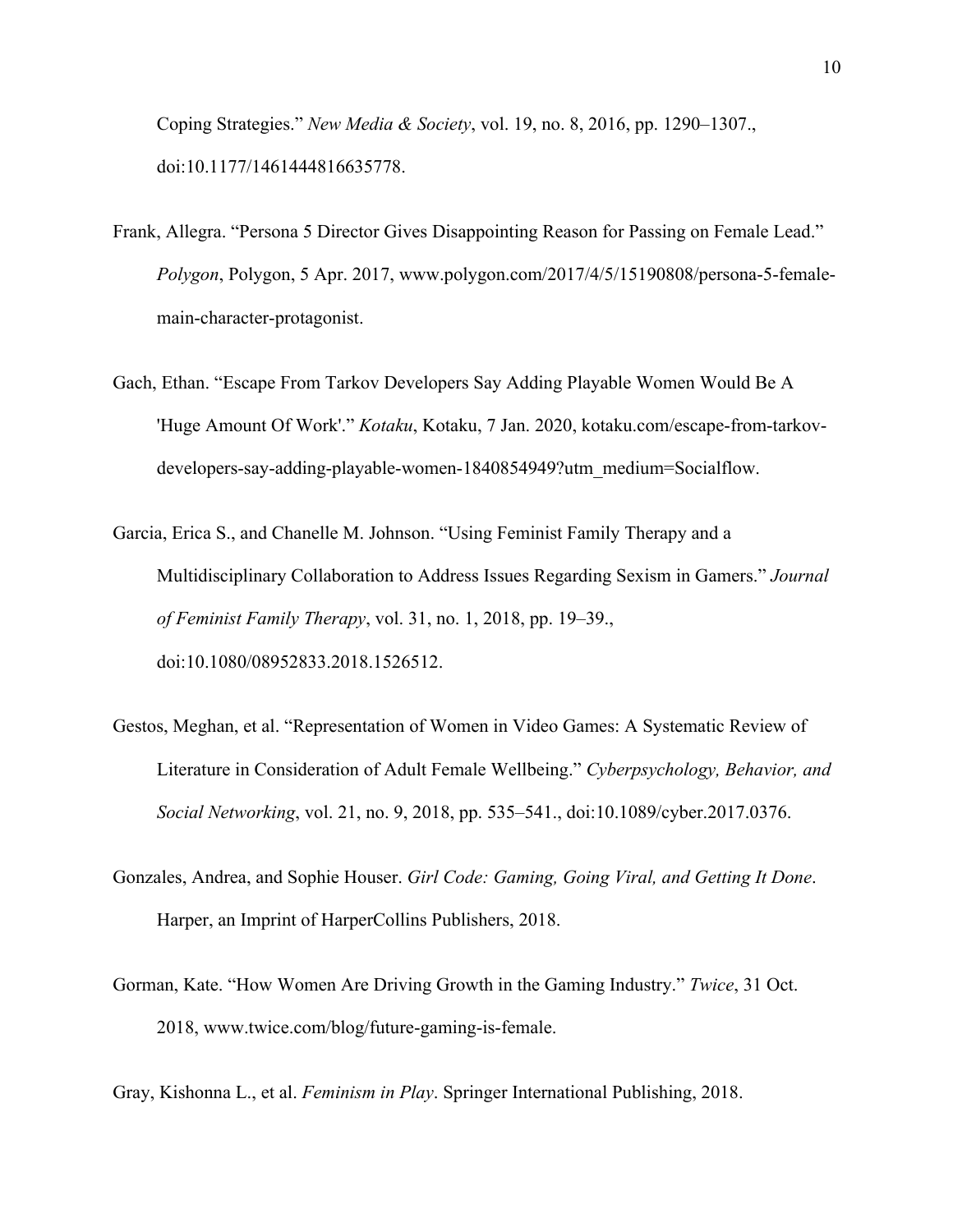Coping Strategies." *New Media & Society*, vol. 19, no. 8, 2016, pp. 1290–1307., doi:10.1177/1461444816635778.

Frank, Allegra. "Persona 5 Director Gives Disappointing Reason for Passing on Female Lead." *Polygon*, Polygon, 5 Apr. 2017, www.polygon.com/2017/4/5/15190808/persona-5-female-main-character-protagonist.

Gach, Ethan. "Escape From Tarkov Developers Say Adding Playable Women Would Be A 'Huge Amount Of Work'." *Kotaku*, Kotaku, 7 Jan. 2020, kotaku.com/escape-from-tarkov-developers-say-adding-playable-women-1840854949?utm_medium=Socialflow.

Garcia, Erica S., and Chanelle M. Johnson. "Using Feminist Family Therapy and a Multidisciplinary Collaboration to Address Issues Regarding Sexism in Gamers." *Journal of Feminist Family Therapy*, vol. 31, no. 1, 2018, pp. 19–39., doi:10.1080/08952833.2018.1526512.

Gestos, Meghan, et al. "Representation of Women in Video Games: A Systematic Review of Literature in Consideration of Adult Female Wellbeing." *Cyberpsychology, Behavior, and Social Networking*, vol. 21, no. 9, 2018, pp. 535–541., doi:10.1089/cyber.2017.0376.

Gonzales, Andrea, and Sophie Houser. *Girl Code: Gaming, Going Viral, and Getting It Done*. Harper, an Imprint of HarperCollins Publishers, 2018.

Gorman, Kate. "How Women Are Driving Growth in the Gaming Industry." *Twice*, 31 Oct. 2018, www.twice.com/blog/future-gaming-is-female.

Gray, Kishonna L., et al. *Feminism in Play*. Springer International Publishing, 2018.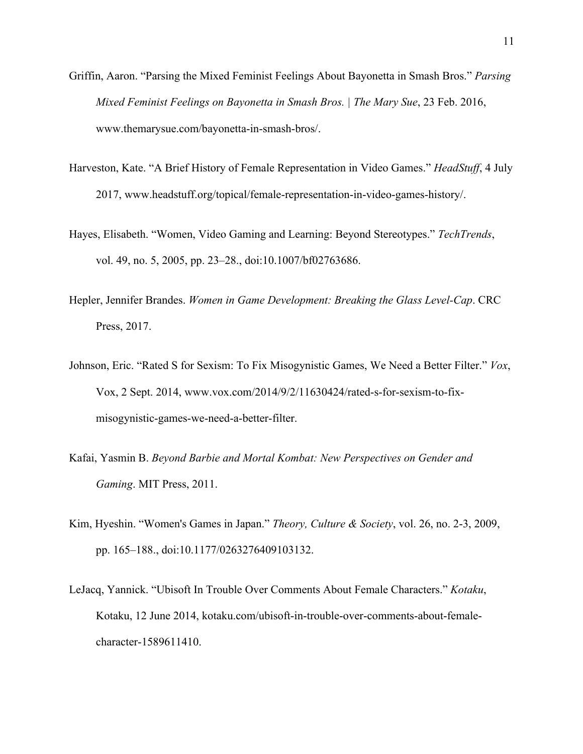Griffin, Aaron. “Parsing the Mixed Feminist Feelings About Bayonetta in Smash Bros.” *Parsing Mixed Feminist Feelings on Bayonetta in Smash Bros. | The Mary Sue*, 23 Feb. 2016, www.themarysue.com/bayonetta-in-smash-bros/.

Harveston, Kate. “A Brief History of Female Representation in Video Games.” *HeadStuff*, 4 July 2017, www.headstuff.org/topical/female-representation-in-video-games-history/.

Hayes, Elisabeth. “Women, Video Gaming and Learning: Beyond Stereotypes.” *TechTrends*, vol. 49, no. 5, 2005, pp. 23–28., doi:10.1007/bf02763686.

Hepler, Jennifer Brandes. *Women in Game Development: Breaking the Glass Level-Cap*. CRC Press, 2017.

Johnson, Eric. “Rated S for Sexism: To Fix Misogynistic Games, We Need a Better Filter.” *Vox*, Vox, 2 Sept. 2014, www.vox.com/2014/9/2/11630424/rated-s-for-sexism-to-fix-misogynistic-games-we-need-a-better-filter.

Kafai, Yasmin B. *Beyond Barbie and Mortal Kombat: New Perspectives on Gender and Gaming*. MIT Press, 2011.

Kim, Hyeshin. “Women's Games in Japan.” *Theory, Culture & Society*, vol. 26, no. 2-3, 2009, pp. 165–188., doi:10.1177/0263276409103132.

LeJacq, Yannick. “Ubisoft In Trouble Over Comments About Female Characters.” *Kotaku*, Kotaku, 12 June 2014, kotaku.com/ubisoft-in-trouble-over-comments-about-female-character-1589611410.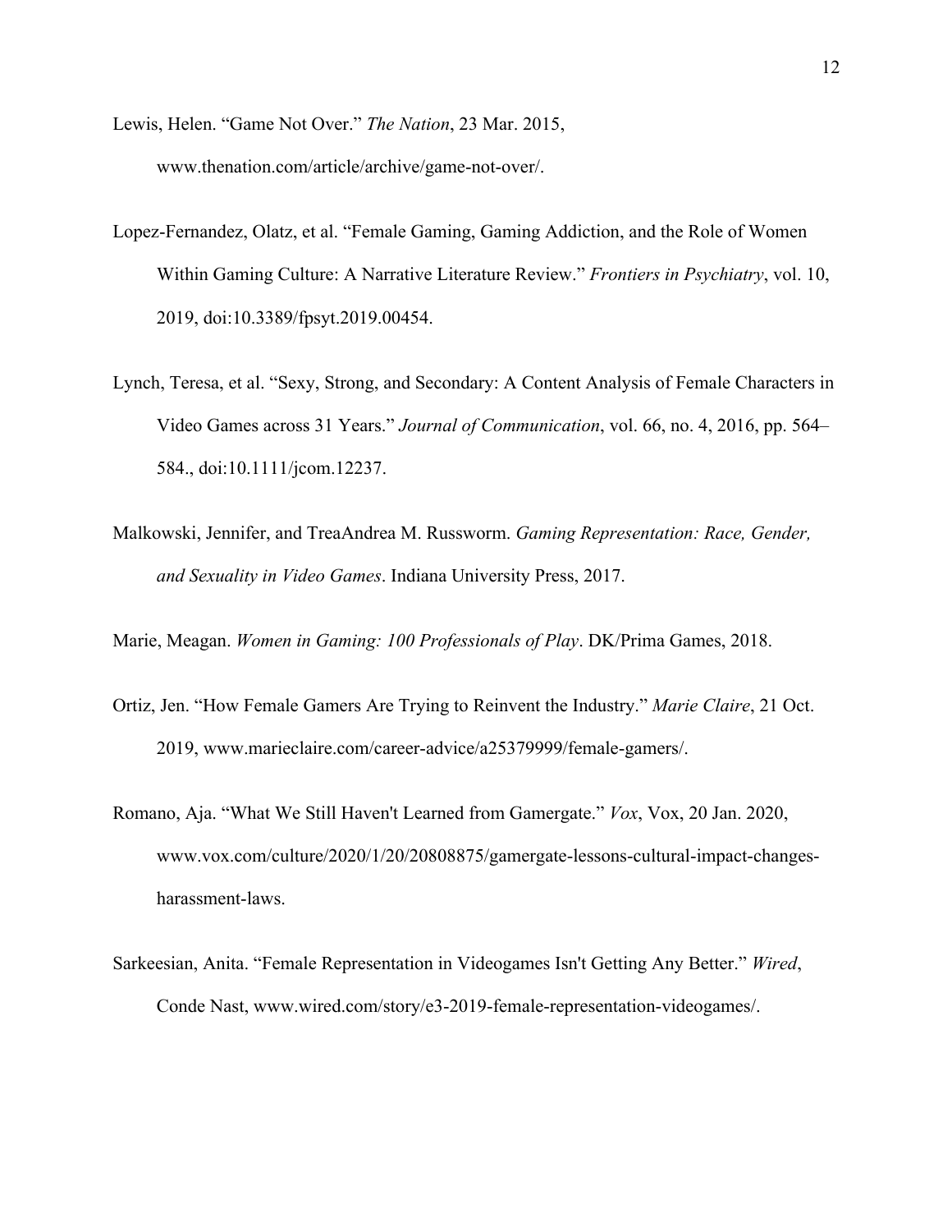Lewis, Helen. "Game Not Over." *The Nation*, 23 Mar. 2015, www.thenation.com/article/archive/game-not-over/.

Lopez-Fernandez, Olatz, et al. "Female Gaming, Gaming Addiction, and the Role of Women Within Gaming Culture: A Narrative Literature Review." *Frontiers in Psychiatry*, vol. 10, 2019, doi:10.3389/fpsyt.2019.00454.

Lynch, Teresa, et al. "Sexy, Strong, and Secondary: A Content Analysis of Female Characters in Video Games across 31 Years." *Journal of Communication*, vol. 66, no. 4, 2016, pp. 564–584., doi:10.1111/jcom.12237.

Malkowski, Jennifer, and TreaAndrea M. Russworm. *Gaming Representation: Race, Gender, and Sexuality in Video Games*. Indiana University Press, 2017.

Marie, Meagan. *Women in Gaming: 100 Professionals of Play*. DK/Prima Games, 2018.

Ortiz, Jen. "How Female Gamers Are Trying to Reinvent the Industry." *Marie Claire*, 21 Oct. 2019, www.marieclaire.com/career-advice/a25379999/female-gamers/.

Romano, Aja. "What We Still Haven't Learned from Gamergate." *Vox*, Vox, 20 Jan. 2020, www.vox.com/culture/2020/1/20/20808875/gamergate-lessons-cultural-impact-changes-harassment-laws.

Sarkeesian, Anita. "Female Representation in Videogames Isn't Getting Any Better." *Wired*, Conde Nast, www.wired.com/story/e3-2019-female-representation-videogames/.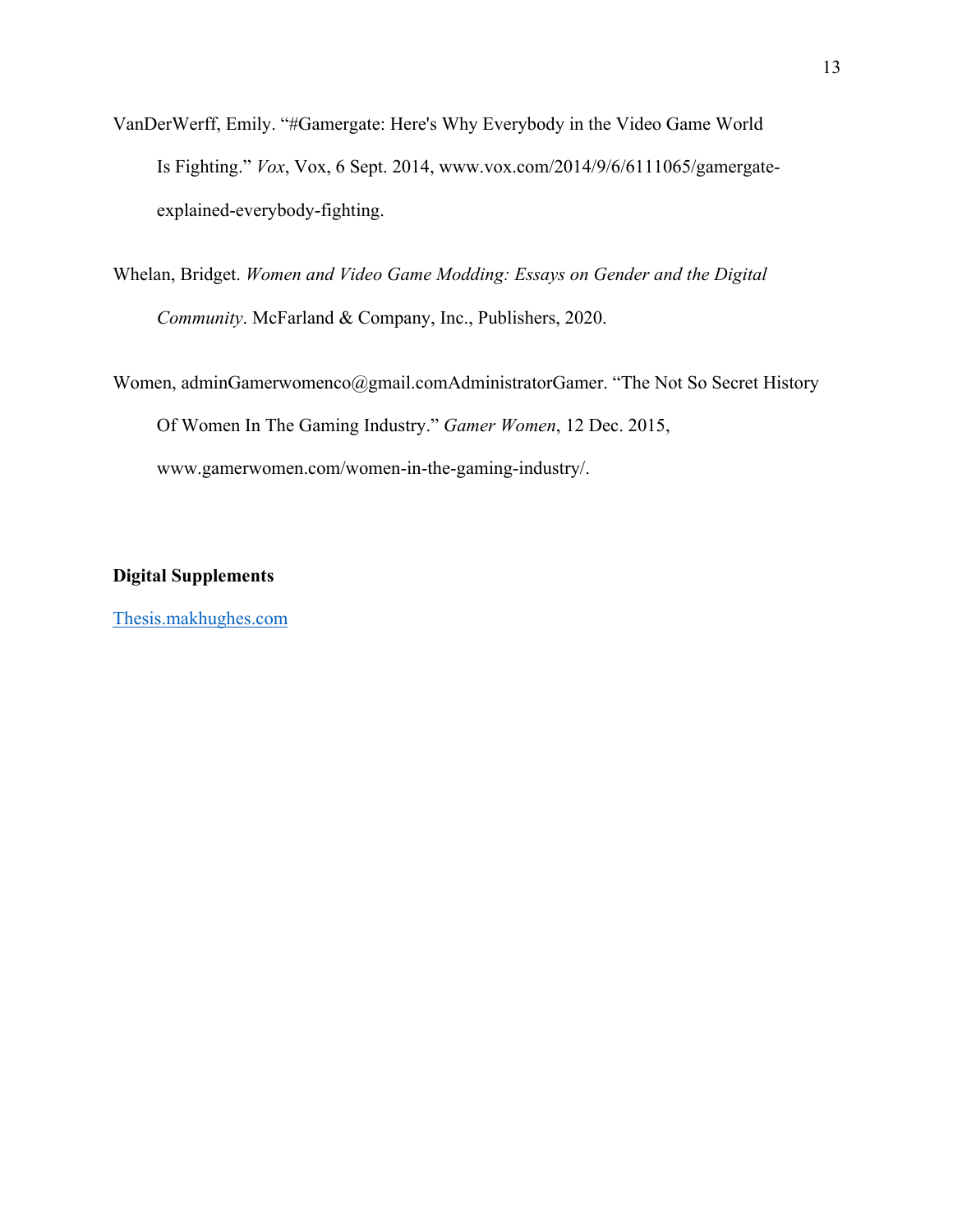VanDerWerff, Emily. "#Gamergate: Here's Why Everybody in the Video Game World Is Fighting." *Vox*, Vox, 6 Sept. 2014, www.vox.com/2014/9/6/6111065/gamergate-explained-everybody-fighting.

Whelan, Bridget. *Women and Video Game Modding: Essays on Gender and the Digital Community*. McFarland & Company, Inc., Publishers, 2020.

Women, adminGamerwomenco@gmail.comAdministratorGamer. "The Not So Secret History Of Women In The Gaming Industry." *Gamer Women*, 12 Dec. 2015, www.gamerwomen.com/women-in-the-gaming-industry/.

**Digital Supplements**

[Thesis.makhughes.com](http://Thesis.makhughes.com)